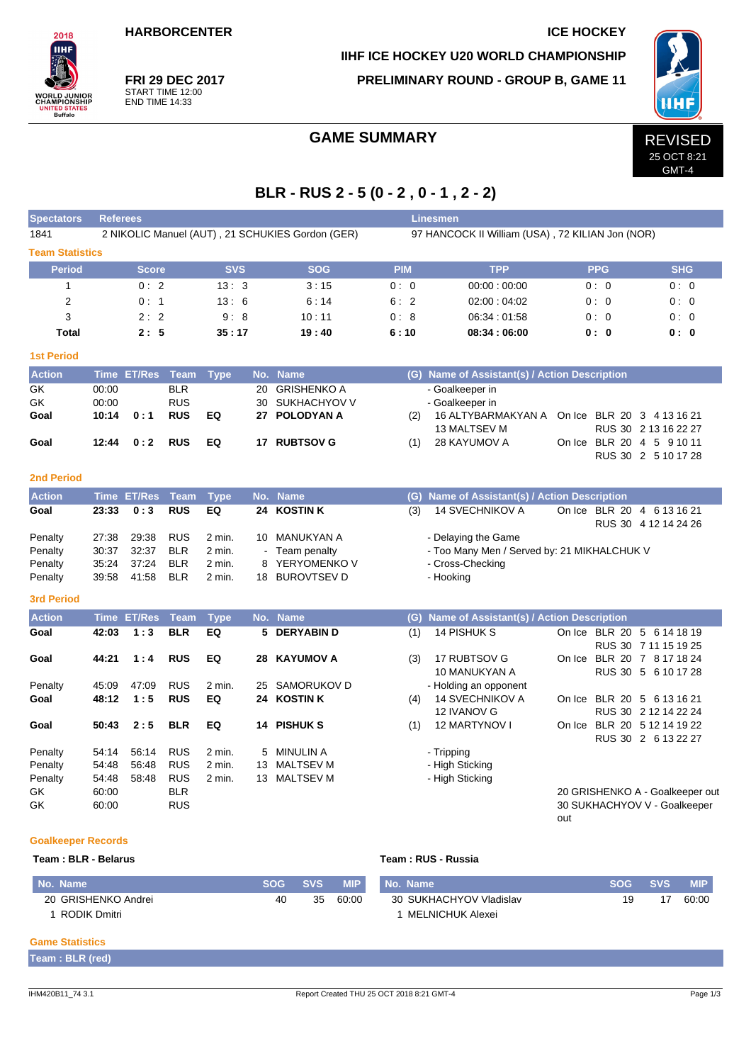HARBORCENTER

ICE HOCKEY

IIHF ICE HOCKEY U20 WORLD CHAMPIONSHIP

**FRI 29 DEC 2017**
START TIME 12:00
END TIME 14:33

PRELIMINARY ROUND - GROUP B, GAME 11

# GAME SUMMARY

REVISED
25 OCT 8:21
GMT-4

## BLR - RUS 2 - 5 (0 - 2 , 0 - 1 , 2 - 2)

| Spectators | Referees | Linesmen |
|---|---|---|
| 1841 | 2 NIKOLIC Manuel (AUT) , 21 SCHUKIES Gordon (GER) | 97 HANCOCK II William (USA) , 72 KILIAN Jon (NOR) |

### Team Statistics

| Period | Score | SVS | SOG | PIM | TPP | PPG | SHG |
|---|---|---|---|---|---|---|---|
| 1 | 0 : 2 | 13 : 3 | 3 : 15 | 0 : 0 | 00:00 : 00:00 | 0 : 0 | 0 : 0 |
| 2 | 0 : 1 | 13 : 6 | 6 : 14 | 6 : 2 | 02:00 : 04:02 | 0 : 0 | 0 : 0 |
| 3 | 2 : 2 | 9 : 8 | 10 : 11 | 0 : 8 | 06:34 : 01:58 | 0 : 0 | 0 : 0 |
| **Total** | **2 : 5** | **35 : 17** | **19 : 40** | **6 : 10** | **08:34 : 06:00** | **0 : 0** | **0 : 0** |

### 1st Period

| Action | Time | ET/Res | Team | Type | No. | Name | (G) | Name of Assistant(s) / Action Description | On Ice |
|---|---|---|---|---|---|---|---|---|---|
| GK | 00:00 | | BLR | | 20 | GRISHENKO A | | - Goalkeeper in | |
| GK | 00:00 | | RUS | | 30 | SUKHACHYOV V | | - Goalkeeper in | |
| **Goal** | **10:14** | **0 : 1** | **RUS** | **EQ** | **27** | **POLODYAN A** | (2) | 16 ALTYBARMAKYAN A<br>13 MALTSEV M | On Ice BLR 20 3 4 13 16 21<br>RUS 30 2 13 16 22 27 |
| **Goal** | **12:44** | **0 : 2** | **RUS** | **EQ** | **17** | **RUBTSOV G** | (1) | 28 KAYUMOV A | On Ice BLR 20 4 5 9 10 11<br>RUS 30 2 5 10 17 28 |

### 2nd Period

| Action | Time | ET/Res | Team | Type | No. | Name | (G) | Name of Assistant(s) / Action Description | On Ice |
|---|---|---|---|---|---|---|---|---|---|
| **Goal** | **23:33** | **0 : 3** | **RUS** | **EQ** | **24** | **KOSTIN K** | (3) | 14 SVECHNIKOV A | On Ice BLR 20 4 6 13 16 21<br>RUS 30 4 12 14 24 26 |
| Penalty | 27:38 | 29:38 | RUS | 2 min. | 10 | MANUKYAN A | | - Delaying the Game | |
| Penalty | 30:37 | 32:37 | BLR | 2 min. | - | Team penalty | | - Too Many Men / Served by: 21 MIKHALCHUK V | |
| Penalty | 35:24 | 37:24 | BLR | 2 min. | 8 | YERYOMENKO V | | - Cross-Checking | |
| Penalty | 39:58 | 41:58 | BLR | 2 min. | 18 | BUROVTSEV D | | - Hooking | |

### 3rd Period

| Action | Time | ET/Res | Team | Type | No. | Name | (G) | Name of Assistant(s) / Action Description | On Ice |
|---|---|---|---|---|---|---|---|---|---|
| **Goal** | **42:03** | **1 : 3** | **BLR** | **EQ** | **5** | **DERYABIN D** | (1) | 14 PISHUK S | On Ice BLR 20 5 6 14 18 19<br>RUS 30 7 11 15 19 25 |
| **Goal** | **44:21** | **1 : 4** | **RUS** | **EQ** | **28** | **KAYUMOV A** | (3) | 17 RUBTSOV G<br>10 MANUKYAN A | On Ice BLR 20 7 8 17 18 24<br>RUS 30 5 6 10 17 28 |
| Penalty | 45:09 | 47:09 | RUS | 2 min. | 25 | SAMORUKOV D | | - Holding an opponent | |
| **Goal** | **48:12** | **1 : 5** | **RUS** | **EQ** | **24** | **KOSTIN K** | (4) | 14 SVECHNIKOV A<br>12 IVANOV G | On Ice BLR 20 5 6 13 16 21<br>RUS 30 2 12 14 22 24 |
| **Goal** | **50:43** | **2 : 5** | **BLR** | **EQ** | **14** | **PISHUK S** | (1) | 12 MARTYNOV I | On Ice BLR 20 5 12 14 19 22<br>RUS 30 2 6 13 22 27 |
| Penalty | 54:14 | 56:14 | RUS | 2 min. | 5 | MINULIN A | | - Tripping | |
| Penalty | 54:48 | 56:48 | RUS | 2 min. | 13 | MALTSEV M | | - High Sticking | |
| Penalty | 54:48 | 58:48 | RUS | 2 min. | 13 | MALTSEV M | | - High Sticking | |
| GK | 60:00 | | BLR | | | | | | 20 GRISHENKO A - Goalkeeper out |
| GK | 60:00 | | RUS | | | | | | 30 SUKHACHYOV V - Goalkeeper out |

### Goalkeeper Records

**Team : BLR - Belarus**

| No. Name | SOG | SVS | MIP |
|---|---|---|---|
| 20 GRISHENKO Andrei | 40 | 35 | 60:00 |
| 1 RODIK Dmitri | | | |

**Team : RUS - Russia**

| No. Name | SOG | SVS | MIP |
|---|---|---|---|
| 30 SUKHACHYOV Vladislav | 19 | 17 | 60:00 |
| 1 MELNICHUK Alexei | | | |

### Game Statistics

**Team : BLR (red)**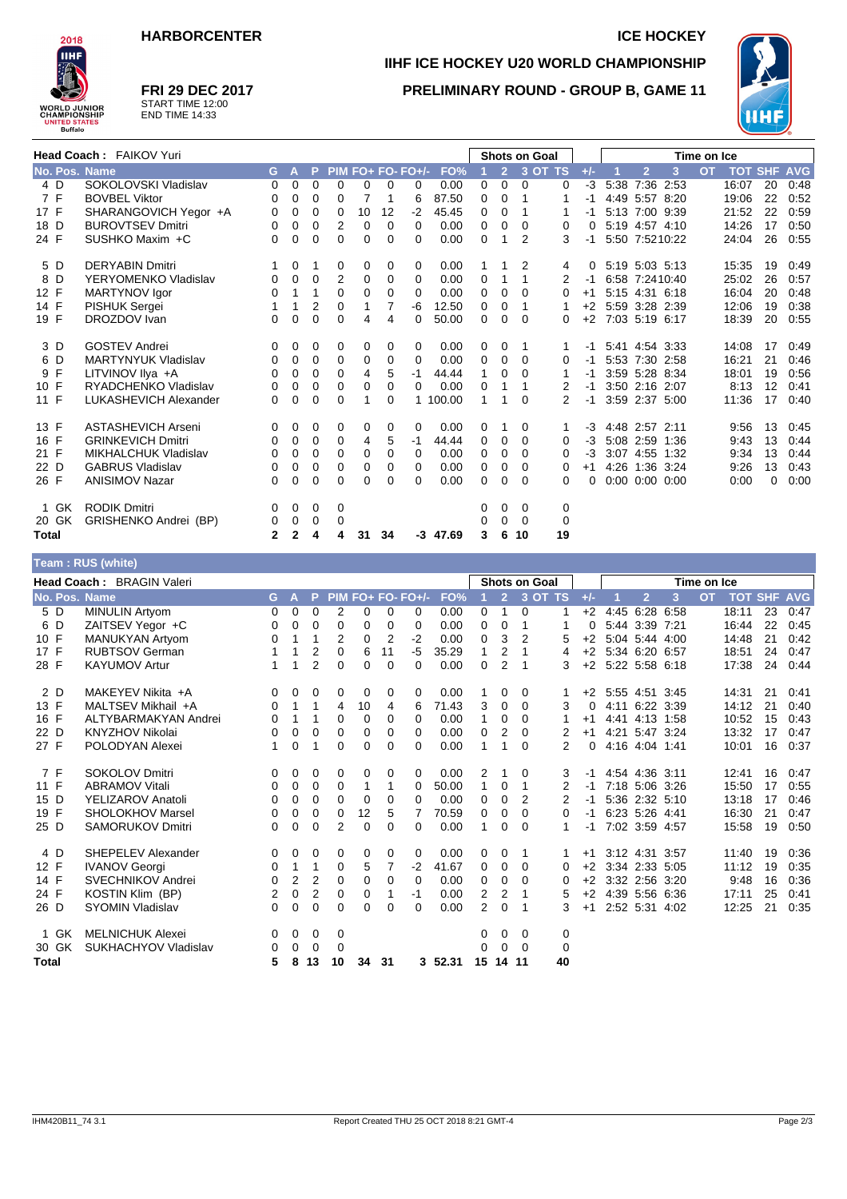HARBORCENTER

ICE HOCKEY

# IIHF ICE HOCKEY U20 WORLD CHAMPIONSHIP

## PRELIMINARY ROUND - GROUP B, GAME 11

**FRI 29 DEC 2017**
START TIME 12:00
END TIME 14:33

**Head Coach :** FAIKOV Yuri

| No. | Pos. | Name | G | A | P | PIM | FO+ | FO- | FO+/- | FO% | SOG 1 | SOG 2 | SOG 3 | SOG OT | SOG TS | +/- | TOI 1 | TOI 2 | TOI 3 | TOI OT | TOT | SHF | AVG |
|---|---|---|---|---|---|---|---|---|---|---|---|---|---|---|---|---|---|---|---|---|---|---|---|
| 4 | D | SOKOLOVSKI Vladislav | 0 | 0 | 0 | 0 | 0 | 0 | 0 | 0.00 | 0 | 0 | 0 | | 0 | -3 | 5:38 | 7:36 | 2:53 | | 16:07 | 20 | 0:48 |
| 7 | F | BOVBEL Viktor | 0 | 0 | 0 | 0 | 7 | 1 | 6 | 87.50 | 0 | 0 | 1 | | 1 | -1 | 4:49 | 5:57 | 8:20 | | 19:06 | 22 | 0:52 |
| 17 | F | SHARANGOVICH Yegor +A | 0 | 0 | 0 | 0 | 10 | 12 | -2 | 45.45 | 0 | 0 | 1 | | 1 | -1 | 5:13 | 7:00 | 9:39 | | 21:52 | 22 | 0:59 |
| 18 | D | BUROVTSEV Dmitri | 0 | 0 | 0 | 2 | 0 | 0 | 0 | 0.00 | 0 | 0 | 0 | | 0 | 0 | 5:19 | 4:57 | 4:10 | | 14:26 | 17 | 0:50 |
| 24 | F | SUSHKO Maxim +C | 0 | 0 | 0 | 0 | 0 | 0 | 0 | 0.00 | 0 | 1 | 2 | | 3 | -1 | 5:50 | 7:52 | 10:22 | | 24:04 | 26 | 0:55 |
| 5 | D | DERYABIN Dmitri | 1 | 0 | 1 | 0 | 0 | 0 | 0 | 0.00 | 1 | 1 | 2 | | 4 | 0 | 5:19 | 5:03 | 5:13 | | 15:35 | 19 | 0:49 |
| 8 | D | YEROMENKO Vladislav | 0 | 0 | 0 | 2 | 0 | 0 | 0 | 0.00 | 0 | 1 | 1 | | 2 | -1 | 6:58 | 7:24 | 10:40 | | 25:02 | 26 | 0:57 |
| 12 | F | MARTYNOV Igor | 0 | 1 | 1 | 0 | 0 | 0 | 0 | 0.00 | 0 | 0 | 0 | | 0 | +1 | 5:15 | 4:31 | 6:18 | | 16:04 | 20 | 0:48 |
| 14 | F | PISHUK Sergei | 1 | 1 | 2 | 0 | 1 | 7 | -6 | 12.50 | 0 | 0 | 1 | | 1 | +2 | 5:59 | 3:28 | 2:39 | | 12:06 | 19 | 0:38 |
| 19 | F | DROZDOV Ivan | 0 | 0 | 0 | 0 | 4 | 4 | 0 | 50.00 | 0 | 0 | 0 | | 0 | +2 | 7:03 | 5:19 | 6:17 | | 18:39 | 20 | 0:55 |
| 3 | D | GOSTEV Andrei | 0 | 0 | 0 | 0 | 0 | 0 | 0 | 0.00 | 0 | 0 | 1 | | 1 | -1 | 5:41 | 4:54 | 3:33 | | 14:08 | 17 | 0:49 |
| 6 | D | MARTYNYUK Vladislav | 0 | 0 | 0 | 0 | 0 | 0 | 0 | 0.00 | 0 | 0 | 0 | | 0 | -1 | 5:53 | 7:30 | 2:58 | | 16:21 | 21 | 0:46 |
| 9 | F | LITVINOV Ilya +A | 0 | 0 | 0 | 0 | 4 | 5 | -1 | 44.44 | 1 | 0 | 0 | | 1 | -1 | 3:59 | 5:28 | 8:34 | | 18:01 | 19 | 0:56 |
| 10 | F | RYADCHENKO Vladislav | 0 | 0 | 0 | 0 | 0 | 0 | 0 | 0.00 | 0 | 1 | 1 | | 2 | -1 | 3:50 | 2:16 | 2:07 | | 8:13 | 12 | 0:41 |
| 11 | F | LUKASHEVICH Alexander | 0 | 0 | 0 | 0 | 1 | 0 | 1 | 100.00 | 1 | 1 | 0 | | 2 | -1 | 3:59 | 2:37 | 5:00 | | 11:36 | 17 | 0:40 |
| 13 | F | ASTASHEVICH Arseni | 0 | 0 | 0 | 0 | 0 | 0 | 0 | 0.00 | 0 | 1 | 0 | | 1 | -3 | 4:48 | 2:57 | 2:11 | | 9:56 | 13 | 0:45 |
| 16 | F | GRINKEVICH Dmitri | 0 | 0 | 0 | 0 | 4 | 5 | -1 | 44.44 | 0 | 0 | 0 | | 0 | -3 | 5:08 | 2:59 | 1:36 | | 9:43 | 13 | 0:44 |
| 21 | F | MIKHALCHUK Vladislav | 0 | 0 | 0 | 0 | 0 | 0 | 0 | 0.00 | 0 | 0 | 0 | | 0 | -3 | 3:07 | 4:55 | 1:32 | | 9:34 | 13 | 0:44 |
| 22 | D | GABRUS Vladislav | 0 | 0 | 0 | 0 | 0 | 0 | 0 | 0.00 | 0 | 0 | 0 | | 0 | +1 | 4:26 | 1:36 | 3:24 | | 9:26 | 13 | 0:43 |
| 26 | F | ANISIMOV Nazar | 0 | 0 | 0 | 0 | 0 | 0 | 0 | 0.00 | 0 | 0 | 0 | | 0 | 0 | 0:00 | 0:00 | 0:00 | | 0:00 | 0 | 0:00 |
| 1 | GK | RODIK Dmitri | 0 | 0 | 0 | 0 | | | | | 0 | 0 | 0 | | 0 | | | | | | | | |
| 20 | GK | GRISHENKO Andrei (BP) | 0 | 0 | 0 | 0 | | | | | 0 | 0 | 0 | | 0 | | | | | | | | |
| **Total** | | | **2** | **2** | **4** | **4** | **31** | **34** | **-3** | **47.69** | **3** | **6** | **10** | | **19** | | | | | | | | |

**Team : RUS (white)**

**Head Coach :** BRAGIN Valeri

| No. | Pos. | Name | G | A | P | PIM | FO+ | FO- | FO+/- | FO% | SOG 1 | SOG 2 | SOG 3 | SOG OT | SOG TS | +/- | TOI 1 | TOI 2 | TOI 3 | TOI OT | TOT | SHF | AVG |
|---|---|---|---|---|---|---|---|---|---|---|---|---|---|---|---|---|---|---|---|---|---|---|---|
| 5 | D | MINULIN Artyom | 0 | 0 | 0 | 2 | 0 | 0 | 0 | 0.00 | 0 | 1 | 0 | | 1 | +2 | 4:45 | 6:28 | 6:58 | | 18:11 | 23 | 0:47 |
| 6 | D | ZAITSEV Yegor +C | 0 | 0 | 0 | 0 | 0 | 0 | 0 | 0.00 | 0 | 0 | 1 | | 1 | 0 | 5:44 | 3:39 | 7:21 | | 16:44 | 22 | 0:45 |
| 10 | F | MANUKYAN Artyom | 0 | 1 | 1 | 2 | 0 | 2 | -2 | 0.00 | 0 | 3 | 2 | | 5 | +2 | 5:04 | 5:44 | 4:00 | | 14:48 | 21 | 0:42 |
| 17 | F | RUBTSOV German | 1 | 1 | 2 | 0 | 6 | 11 | -5 | 35.29 | 1 | 2 | 1 | | 4 | +2 | 5:34 | 6:20 | 6:57 | | 18:51 | 24 | 0:47 |
| 28 | F | KAYUMOV Artur | 1 | 1 | 2 | 0 | 0 | 0 | 0 | 0.00 | 0 | 2 | 1 | | 3 | +2 | 5:22 | 5:58 | 6:18 | | 17:38 | 24 | 0:44 |
| 2 | D | MAKEYEV Nikita +A | 0 | 0 | 0 | 0 | 0 | 0 | 0 | 0.00 | 1 | 0 | 0 | | 1 | +2 | 5:55 | 4:51 | 3:45 | | 14:31 | 21 | 0:41 |
| 13 | F | MALTSEV Mikhail +A | 0 | 1 | 1 | 4 | 10 | 4 | 6 | 71.43 | 3 | 0 | 0 | | 3 | 0 | 4:11 | 6:22 | 3:39 | | 14:12 | 21 | 0:40 |
| 16 | F | ALTYBARMAKYAN Andrei | 0 | 1 | 1 | 0 | 0 | 0 | 0 | 0.00 | 1 | 0 | 0 | | 1 | +1 | 4:41 | 4:13 | 1:58 | | 10:52 | 15 | 0:43 |
| 22 | D | KNYZHOV Nikolai | 0 | 0 | 0 | 0 | 0 | 0 | 0 | 0.00 | 0 | 2 | 0 | | 2 | +1 | 4:21 | 5:47 | 3:24 | | 13:32 | 17 | 0:47 |
| 27 | F | POLODYAN Alexei | 1 | 0 | 1 | 0 | 0 | 0 | 0 | 0.00 | 1 | 1 | 0 | | 2 | 0 | 4:16 | 4:04 | 1:41 | | 10:01 | 16 | 0:37 |
| 7 | F | SOKOLOV Dmitri | 0 | 0 | 0 | 0 | 0 | 0 | 0 | 0.00 | 2 | 1 | 0 | | 3 | -1 | 4:54 | 4:36 | 3:11 | | 12:41 | 16 | 0:47 |
| 11 | F | ABRAMOV Vitali | 0 | 0 | 0 | 0 | 1 | 1 | 0 | 50.00 | 1 | 0 | 1 | | 2 | -1 | 7:18 | 5:06 | 3:26 | | 15:50 | 17 | 0:55 |
| 15 | D | YELIZAROV Anatoli | 0 | 0 | 0 | 0 | 0 | 0 | 0 | 0.00 | 0 | 0 | 2 | | 2 | -1 | 5:36 | 2:32 | 5:10 | | 13:18 | 17 | 0:46 |
| 19 | F | SHOLOKHOV Marsel | 0 | 0 | 0 | 0 | 12 | 5 | 7 | 70.59 | 0 | 0 | 0 | | 0 | -1 | 6:23 | 5:26 | 4:41 | | 16:30 | 21 | 0:47 |
| 25 | D | SAMORUKOV Dmitri | 0 | 0 | 0 | 2 | 0 | 0 | 0 | 0.00 | 1 | 0 | 0 | | 1 | -1 | 7:02 | 3:59 | 4:57 | | 15:58 | 19 | 0:50 |
| 4 | D | SHEPELEV Alexander | 0 | 0 | 0 | 0 | 0 | 0 | 0 | 0.00 | 0 | 0 | 1 | | 1 | +1 | 3:12 | 4:31 | 3:57 | | 11:40 | 19 | 0:36 |
| 12 | F | IVANOV Georgi | 0 | 1 | 1 | 0 | 5 | 7 | -2 | 41.67 | 0 | 0 | 0 | | 0 | +2 | 3:34 | 2:33 | 5:05 | | 11:12 | 19 | 0:35 |
| 14 | F | SVECHNIKOV Andrei | 0 | 2 | 2 | 0 | 0 | 0 | 0 | 0.00 | 0 | 0 | 0 | | 0 | +2 | 3:32 | 2:56 | 3:20 | | 9:48 | 16 | 0:36 |
| 24 | F | KOSTIN Klim (BP) | 2 | 0 | 2 | 0 | 0 | 1 | -1 | 0.00 | 2 | 2 | 1 | | 5 | +2 | 4:39 | 5:56 | 6:36 | | 17:11 | 25 | 0:41 |
| 26 | D | SYOMIN Vladislav | 0 | 0 | 0 | 0 | 0 | 0 | 0 | 0.00 | 2 | 0 | 1 | | 3 | +1 | 2:52 | 5:31 | 4:02 | | 12:25 | 21 | 0:35 |
| 1 | GK | MELNICHUK Alexei | 0 | 0 | 0 | 0 | | | | | 0 | 0 | 0 | | 0 | | | | | | | | |
| 30 | GK | SUKHACHYOV Vladislav | 0 | 0 | 0 | 0 | | | | | 0 | 0 | 0 | | 0 | | | | | | | | |
| **Total** | | | **5** | **8** | **13** | **10** | **34** | **31** | **3** | **52.31** | **15** | **14** | **11** | | **40** | | | | | | | | |

IHM420B11_74 3.1 Report Created THU 25 OCT 2018 8:21 GMT-4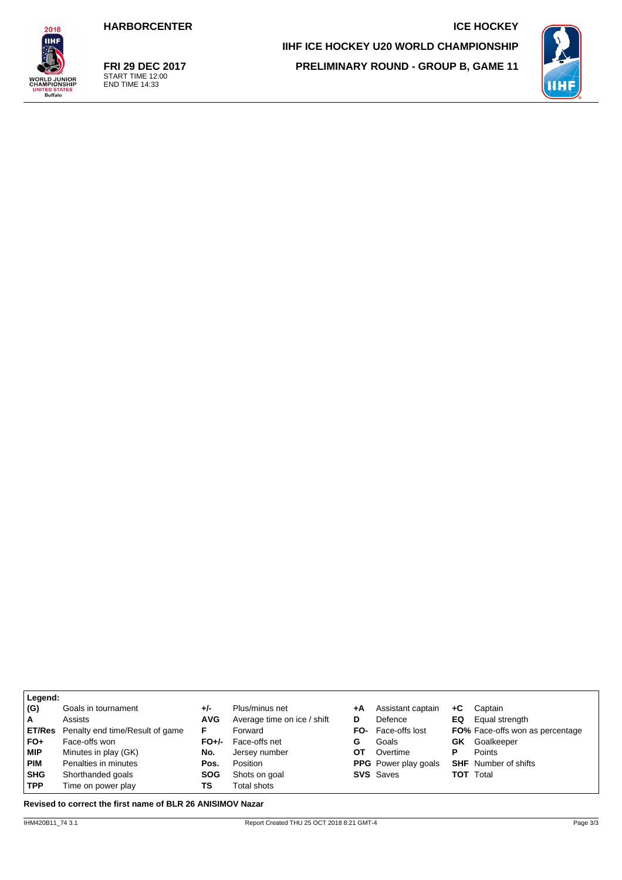**HARBORCENTER**

**ICE HOCKEY**

**IIHF ICE HOCKEY U20 WORLD CHAMPIONSHIP**

**PRELIMINARY ROUND - GROUP B, GAME 11**

**FRI 29 DEC 2017**
START TIME 12:00
END TIME 14:33

**Legend:**

| | | | | | | | |
|---|---|---|---|---|---|---|---|
| **(G)** | Goals in tournament | **+/-** | Plus/minus net | **+A** | Assistant captain | **+C** | Captain |
| **A** | Assists | **AVG** | Average time on ice / shift | **D** | Defence | **EQ** | Equal strength |
| **ET/Res** | Penalty end time/Result of game | **F** | Forward | **FO-** | Face-offs lost | **FO%** | Face-offs won as percentage |
| **FO+** | Face-offs won | **FO+/-** | Face-offs net | **G** | Goals | **GK** | Goalkeeper |
| **MIP** | Minutes in play (GK) | **No.** | Jersey number | **OT** | Overtime | **P** | Points |
| **PIM** | Penalties in minutes | **Pos.** | Position | **PPG** | Power play goals | **SHF** | Number of shifts |
| **SHG** | Shorthanded goals | **SOG** | Shots on goal | **SVS** | Saves | **TOT** | Total |
| **TPP** | Time on power play | **TS** | Total shots | | | | |

**Revised to correct the first name of BLR 26 ANISIMOV Nazar**

IHM420B11_74 3.1 Report Created THU 25 OCT 2018 8:21 GMT-4